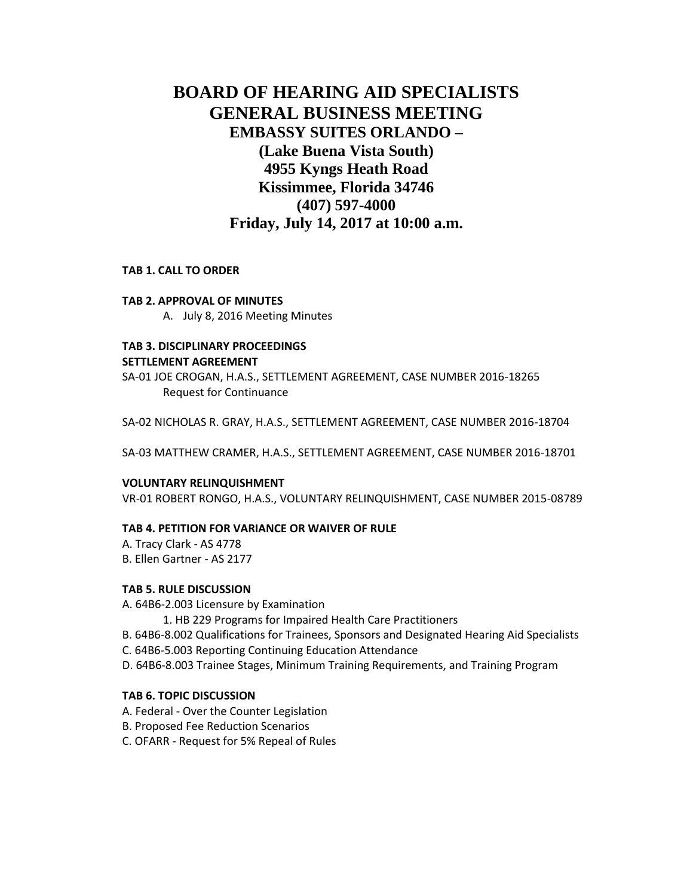# BOARD OF HEARING AID SPECIALISTS
# GENERAL BUSINESS MEETING

## EMBASSY SUITES ORLANDO – (Lake Buena Vista South)
## 4955 Kyngs Heath Road
## Kissimmee, Florida 34746
## (407) 597-4000
## Friday, July 14, 2017 at 10:00 a.m.

**TAB 1. CALL TO ORDER**

**TAB 2. APPROVAL OF MINUTES**

A. July 8, 2016 Meeting Minutes

**TAB 3. DISCIPLINARY PROCEEDINGS**

**SETTLEMENT AGREEMENT**

SA-01 JOE CROGAN, H.A.S., SETTLEMENT AGREEMENT, CASE NUMBER 2016-18265
Request for Continuance

SA-02 NICHOLAS R. GRAY, H.A.S., SETTLEMENT AGREEMENT, CASE NUMBER 2016-18704

SA-03 MATTHEW CRAMER, H.A.S., SETTLEMENT AGREEMENT, CASE NUMBER 2016-18701

**VOLUNTARY RELINQUISHMENT**

VR-01 ROBERT RONGO, H.A.S., VOLUNTARY RELINQUISHMENT, CASE NUMBER 2015-08789

**TAB 4. PETITION FOR VARIANCE OR WAIVER OF RULE**

A. Tracy Clark - AS 4778
B. Ellen Gartner - AS 2177

**TAB 5. RULE DISCUSSION**

A. 64B6-2.003 Licensure by Examination
    1. HB 229 Programs for Impaired Health Care Practitioners
B. 64B6-8.002 Qualifications for Trainees, Sponsors and Designated Hearing Aid Specialists
C. 64B6-5.003 Reporting Continuing Education Attendance
D. 64B6-8.003 Trainee Stages, Minimum Training Requirements, and Training Program

**TAB 6. TOPIC DISCUSSION**

A. Federal - Over the Counter Legislation
B. Proposed Fee Reduction Scenarios
C. OFARR - Request for 5% Repeal of Rules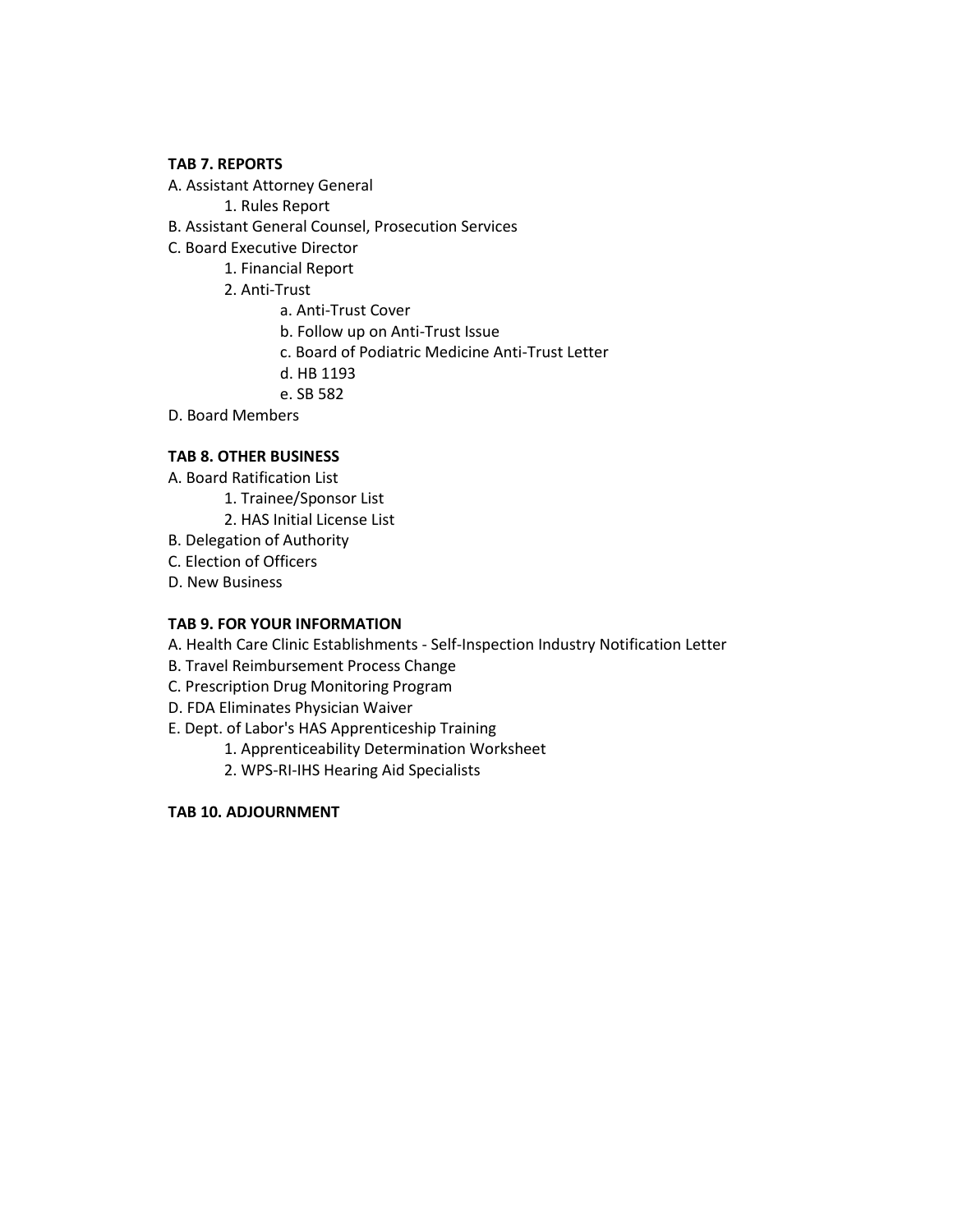**TAB 7. REPORTS**

A. Assistant Attorney General
  1. Rules Report
B. Assistant General Counsel, Prosecution Services
C. Board Executive Director
  1. Financial Report
  2. Anti-Trust
    a. Anti-Trust Cover
    b. Follow up on Anti-Trust Issue
    c. Board of Podiatric Medicine Anti-Trust Letter
    d. HB 1193
    e. SB 582
D. Board Members

**TAB 8. OTHER BUSINESS**

A. Board Ratification List
  1. Trainee/Sponsor List
  2. HAS Initial License List
B. Delegation of Authority
C. Election of Officers
D. New Business

**TAB 9. FOR YOUR INFORMATION**

A. Health Care Clinic Establishments - Self-Inspection Industry Notification Letter
B. Travel Reimbursement Process Change
C. Prescription Drug Monitoring Program
D. FDA Eliminates Physician Waiver
E. Dept. of Labor's HAS Apprenticeship Training
  1. Apprenticeability Determination Worksheet
  2. WPS-RI-IHS Hearing Aid Specialists

**TAB 10. ADJOURNMENT**